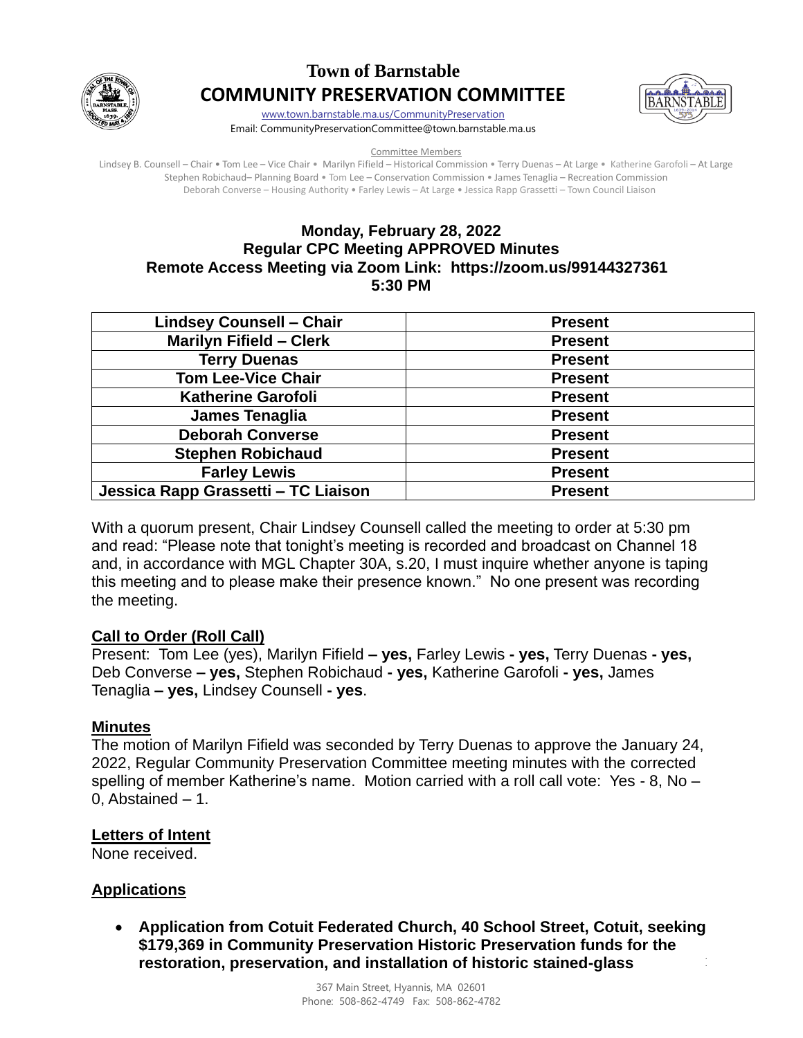# Town of Barnstable

## COMMUNITY PRESERVATION COMMITTEE

www.town.barnstable.ma.us/CommunityPreservation
Email: CommunityPreservationCommittee@town.barnstable.ma.us

Committee Members

Lindsey B. Counsell – Chair • Tom Lee – Vice Chair • Marilyn Fifield – Historical Commission • Terry Duenas – At Large • Katherine Garofoli – At Large
Stephen Robichaud– Planning Board • Tom Lee – Conservation Commission • James Tenaglia – Recreation Commission
Deborah Converse – Housing Authority • Farley Lewis – At Large • Jessica Rapp Grassetti – Town Council Liaison

**Monday, February 28, 2022**
**Regular CPC Meeting APPROVED Minutes**
**Remote Access Meeting via Zoom Link: https://zoom.us/99144327361**
**5:30 PM**

| Lindsey Counsell – Chair | Present |
|---|---|
| Marilyn Fifield – Clerk | Present |
| Terry Duenas | Present |
| Tom Lee-Vice Chair | Present |
| Katherine Garofoli | Present |
| James Tenaglia | Present |
| Deborah Converse | Present |
| Stephen Robichaud | Present |
| Farley Lewis | Present |
| Jessica Rapp Grassetti – TC Liaison | Present |

With a quorum present, Chair Lindsey Counsell called the meeting to order at 5:30 pm and read: "Please note that tonight's meeting is recorded and broadcast on Channel 18 and, in accordance with MGL Chapter 30A, s.20, I must inquire whether anyone is taping this meeting and to please make their presence known." No one present was recording the meeting.

**Call to Order (Roll Call)**

Present: Tom Lee (yes), Marilyn Fifield **– yes,** Farley Lewis **- yes,** Terry Duenas **- yes,** Deb Converse **– yes,** Stephen Robichaud **- yes,** Katherine Garofoli **- yes,** James Tenaglia **– yes,** Lindsey Counsell **- yes**.

**Minutes**

The motion of Marilyn Fifield was seconded by Terry Duenas to approve the January 24, 2022, Regular Community Preservation Committee meeting minutes with the corrected spelling of member Katherine's name. Motion carried with a roll call vote: Yes - 8, No – 0, Abstained – 1.

**Letters of Intent**

None received.

**Applications**

- **Application from Cotuit Federated Church, 40 School Street, Cotuit, seeking $179,369 in Community Preservation Historic Preservation funds for the restoration, preservation, and installation of historic stained-glass**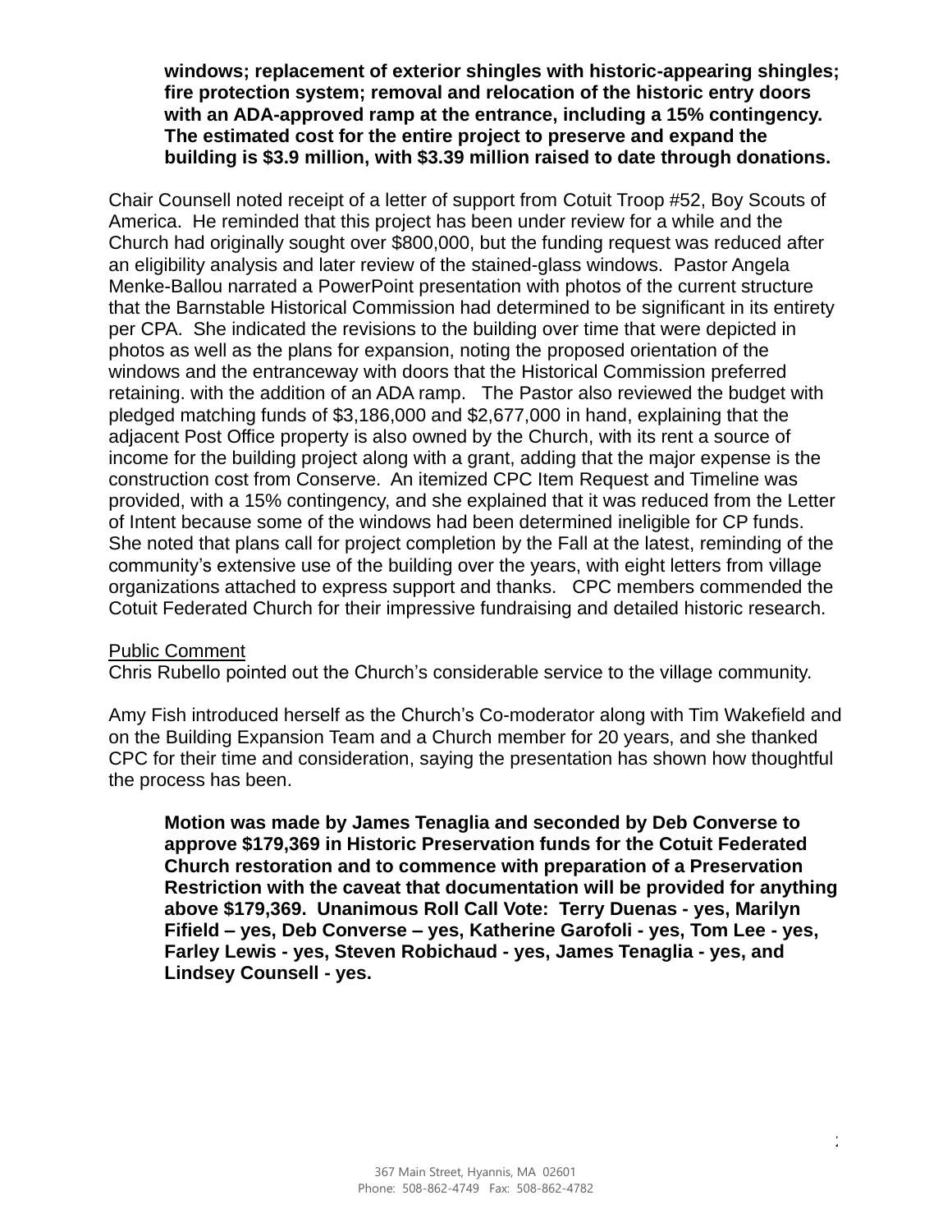**windows; replacement of exterior shingles with historic-appearing shingles; fire protection system; removal and relocation of the historic entry doors with an ADA-approved ramp at the entrance, including a 15% contingency. The estimated cost for the entire project to preserve and expand the building is $3.9 million, with $3.39 million raised to date through donations.**

Chair Counsell noted receipt of a letter of support from Cotuit Troop #52, Boy Scouts of America. He reminded that this project has been under review for a while and the Church had originally sought over $800,000, but the funding request was reduced after an eligibility analysis and later review of the stained-glass windows. Pastor Angela Menke-Ballou narrated a PowerPoint presentation with photos of the current structure that the Barnstable Historical Commission had determined to be significant in its entirety per CPA. She indicated the revisions to the building over time that were depicted in photos as well as the plans for expansion, noting the proposed orientation of the windows and the entranceway with doors that the Historical Commission preferred retaining. with the addition of an ADA ramp. The Pastor also reviewed the budget with pledged matching funds of $3,186,000 and $2,677,000 in hand, explaining that the adjacent Post Office property is also owned by the Church, with its rent a source of income for the building project along with a grant, adding that the major expense is the construction cost from Conserve. An itemized CPC Item Request and Timeline was provided, with a 15% contingency, and she explained that it was reduced from the Letter of Intent because some of the windows had been determined ineligible for CP funds. She noted that plans call for project completion by the Fall at the latest, reminding of the community's extensive use of the building over the years, with eight letters from village organizations attached to express support and thanks. CPC members commended the Cotuit Federated Church for their impressive fundraising and detailed historic research.

Public Comment

Chris Rubello pointed out the Church's considerable service to the village community.

Amy Fish introduced herself as the Church's Co-moderator along with Tim Wakefield and on the Building Expansion Team and a Church member for 20 years, and she thanked CPC for their time and consideration, saying the presentation has shown how thoughtful the process has been.

**Motion was made by James Tenaglia and seconded by Deb Converse to approve $179,369 in Historic Preservation funds for the Cotuit Federated Church restoration and to commence with preparation of a Preservation Restriction with the caveat that documentation will be provided for anything above $179,369. Unanimous Roll Call Vote: Terry Duenas - yes, Marilyn Fifield – yes, Deb Converse – yes, Katherine Garofoli - yes, Tom Lee - yes, Farley Lewis - yes, Steven Robichaud - yes, James Tenaglia - yes, and Lindsey Counsell - yes.**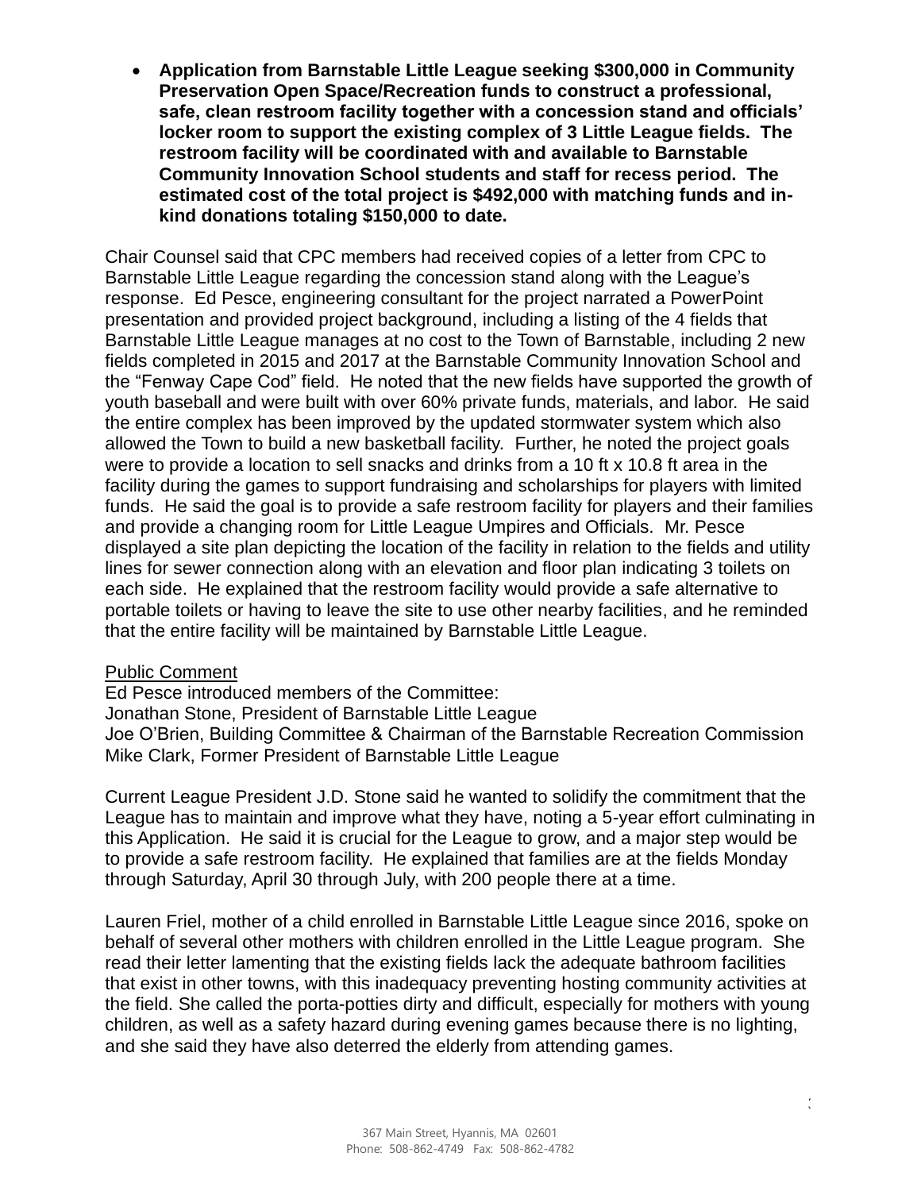- **Application from Barnstable Little League seeking $300,000 in Community Preservation Open Space/Recreation funds to construct a professional, safe, clean restroom facility together with a concession stand and officials' locker room to support the existing complex of 3 Little League fields. The restroom facility will be coordinated with and available to Barnstable Community Innovation School students and staff for recess period. The estimated cost of the total project is $492,000 with matching funds and in-kind donations totaling $150,000 to date.**

Chair Counsel said that CPC members had received copies of a letter from CPC to Barnstable Little League regarding the concession stand along with the League's response. Ed Pesce, engineering consultant for the project narrated a PowerPoint presentation and provided project background, including a listing of the 4 fields that Barnstable Little League manages at no cost to the Town of Barnstable, including 2 new fields completed in 2015 and 2017 at the Barnstable Community Innovation School and the "Fenway Cape Cod" field. He noted that the new fields have supported the growth of youth baseball and were built with over 60% private funds, materials, and labor. He said the entire complex has been improved by the updated stormwater system which also allowed the Town to build a new basketball facility. Further, he noted the project goals were to provide a location to sell snacks and drinks from a 10 ft x 10.8 ft area in the facility during the games to support fundraising and scholarships for players with limited funds. He said the goal is to provide a safe restroom facility for players and their families and provide a changing room for Little League Umpires and Officials. Mr. Pesce displayed a site plan depicting the location of the facility in relation to the fields and utility lines for sewer connection along with an elevation and floor plan indicating 3 toilets on each side. He explained that the restroom facility would provide a safe alternative to portable toilets or having to leave the site to use other nearby facilities, and he reminded that the entire facility will be maintained by Barnstable Little League.

<u>Public Comment</u>
Ed Pesce introduced members of the Committee:
Jonathan Stone, President of Barnstable Little League
Joe O'Brien, Building Committee & Chairman of the Barnstable Recreation Commission
Mike Clark, Former President of Barnstable Little League

Current League President J.D. Stone said he wanted to solidify the commitment that the League has to maintain and improve what they have, noting a 5-year effort culminating in this Application. He said it is crucial for the League to grow, and a major step would be to provide a safe restroom facility. He explained that families are at the fields Monday through Saturday, April 30 through July, with 200 people there at a time.

Lauren Friel, mother of a child enrolled in Barnstable Little League since 2016, spoke on behalf of several other mothers with children enrolled in the Little League program. She read their letter lamenting that the existing fields lack the adequate bathroom facilities that exist in other towns, with this inadequacy preventing hosting community activities at the field. She called the porta-potties dirty and difficult, especially for mothers with young children, as well as a safety hazard during evening games because there is no lighting, and she said they have also deterred the elderly from attending games.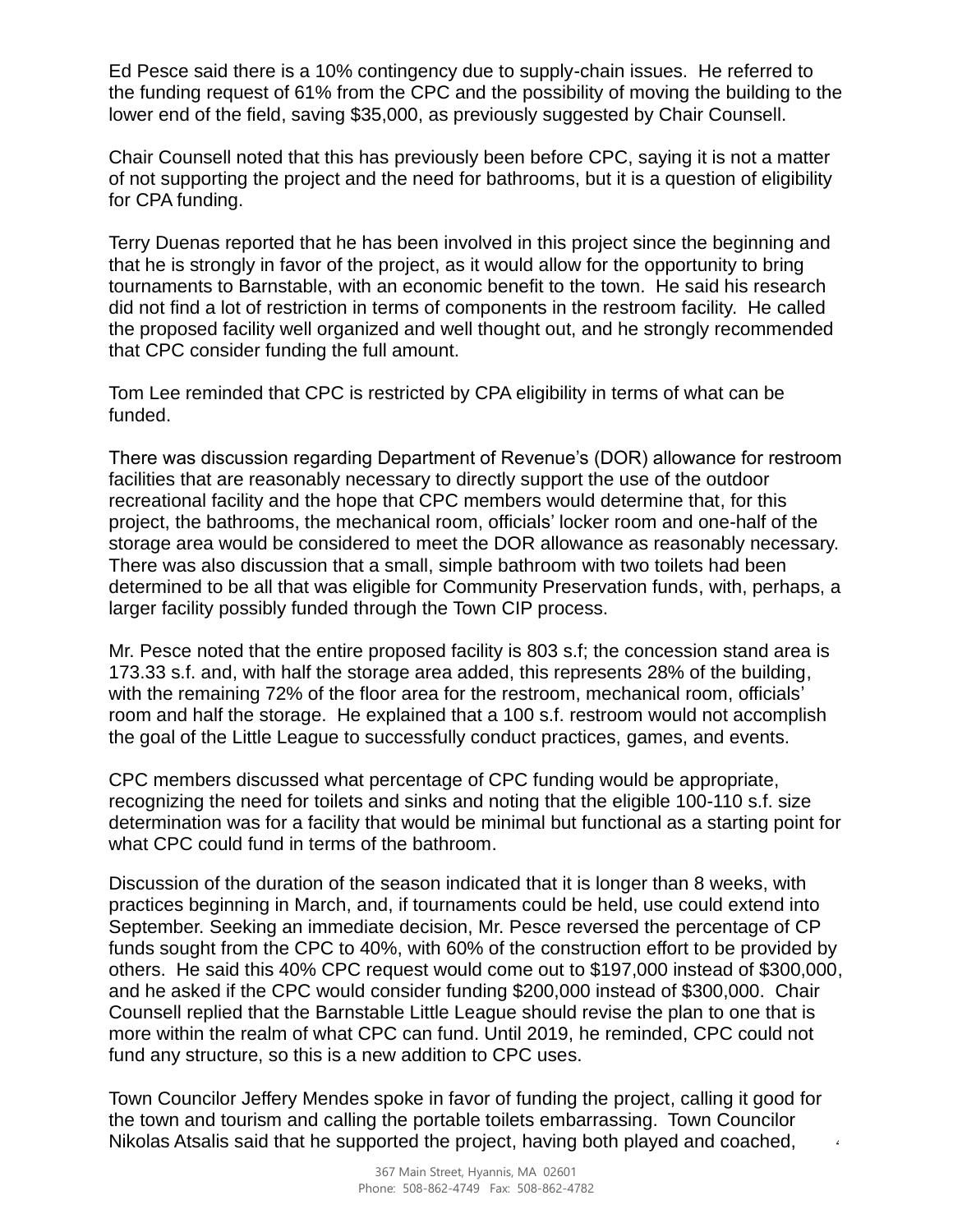Ed Pesce said there is a 10% contingency due to supply-chain issues. He referred to the funding request of 61% from the CPC and the possibility of moving the building to the lower end of the field, saving $35,000, as previously suggested by Chair Counsell.

Chair Counsell noted that this has previously been before CPC, saying it is not a matter of not supporting the project and the need for bathrooms, but it is a question of eligibility for CPA funding.

Terry Duenas reported that he has been involved in this project since the beginning and that he is strongly in favor of the project, as it would allow for the opportunity to bring tournaments to Barnstable, with an economic benefit to the town. He said his research did not find a lot of restriction in terms of components in the restroom facility. He called the proposed facility well organized and well thought out, and he strongly recommended that CPC consider funding the full amount.

Tom Lee reminded that CPC is restricted by CPA eligibility in terms of what can be funded.

There was discussion regarding Department of Revenue's (DOR) allowance for restroom facilities that are reasonably necessary to directly support the use of the outdoor recreational facility and the hope that CPC members would determine that, for this project, the bathrooms, the mechanical room, officials' locker room and one-half of the storage area would be considered to meet the DOR allowance as reasonably necessary. There was also discussion that a small, simple bathroom with two toilets had been determined to be all that was eligible for Community Preservation funds, with, perhaps, a larger facility possibly funded through the Town CIP process.

Mr. Pesce noted that the entire proposed facility is 803 s.f; the concession stand area is 173.33 s.f. and, with half the storage area added, this represents 28% of the building, with the remaining 72% of the floor area for the restroom, mechanical room, officials' room and half the storage. He explained that a 100 s.f. restroom would not accomplish the goal of the Little League to successfully conduct practices, games, and events.

CPC members discussed what percentage of CPC funding would be appropriate, recognizing the need for toilets and sinks and noting that the eligible 100-110 s.f. size determination was for a facility that would be minimal but functional as a starting point for what CPC could fund in terms of the bathroom.

Discussion of the duration of the season indicated that it is longer than 8 weeks, with practices beginning in March, and, if tournaments could be held, use could extend into September. Seeking an immediate decision, Mr. Pesce reversed the percentage of CP funds sought from the CPC to 40%, with 60% of the construction effort to be provided by others. He said this 40% CPC request would come out to $197,000 instead of $300,000, and he asked if the CPC would consider funding $200,000 instead of $300,000. Chair Counsell replied that the Barnstable Little League should revise the plan to one that is more within the realm of what CPC can fund. Until 2019, he reminded, CPC could not fund any structure, so this is a new addition to CPC uses.

Town Councilor Jeffery Mendes spoke in favor of funding the project, calling it good for the town and tourism and calling the portable toilets embarrassing. Town Councilor Nikolas Atsalis said that he supported the project, having both played and coached,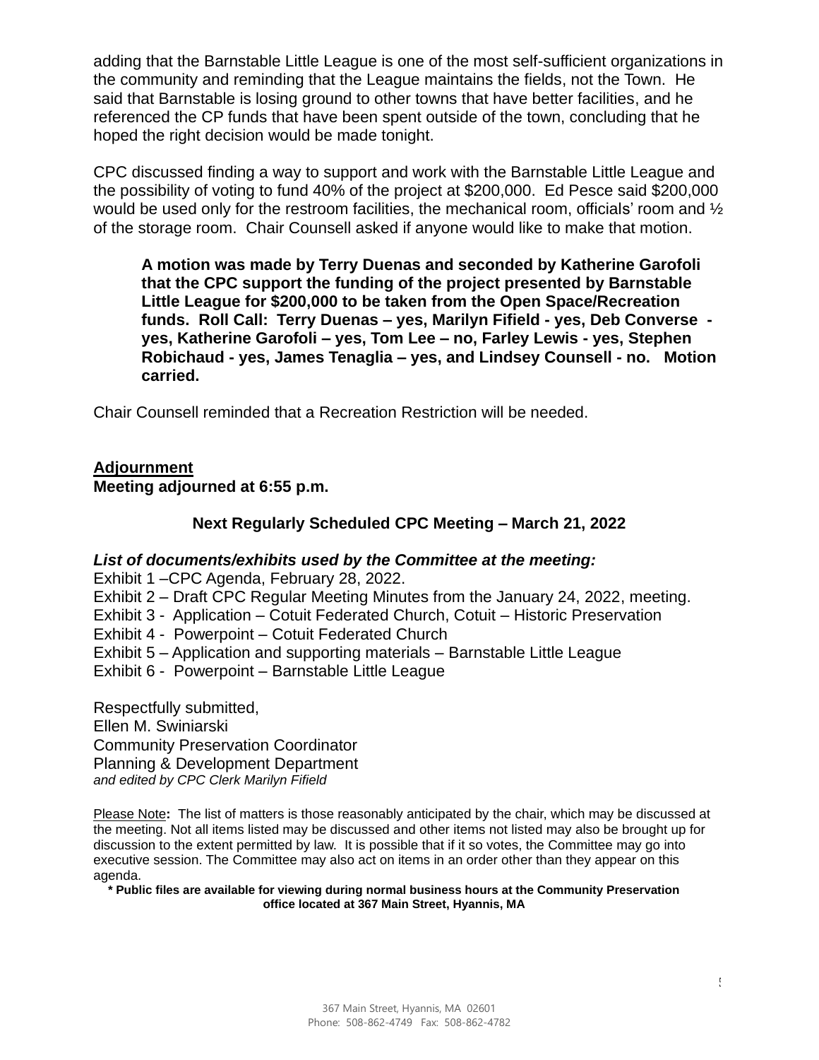adding that the Barnstable Little League is one of the most self-sufficient organizations in the community and reminding that the League maintains the fields, not the Town. He said that Barnstable is losing ground to other towns that have better facilities, and he referenced the CP funds that have been spent outside of the town, concluding that he hoped the right decision would be made tonight.

CPC discussed finding a way to support and work with the Barnstable Little League and the possibility of voting to fund 40% of the project at $200,000. Ed Pesce said $200,000 would be used only for the restroom facilities, the mechanical room, officials' room and ½ of the storage room. Chair Counsell asked if anyone would like to make that motion.

> **A motion was made by Terry Duenas and seconded by Katherine Garofoli that the CPC support the funding of the project presented by Barnstable Little League for $200,000 to be taken from the Open Space/Recreation funds. Roll Call: Terry Duenas – yes, Marilyn Fifield - yes, Deb Converse - yes, Katherine Garofoli – yes, Tom Lee – no, Farley Lewis - yes, Stephen Robichaud - yes, James Tenaglia – yes, and Lindsey Counsell - no. Motion carried.**

Chair Counsell reminded that a Recreation Restriction will be needed.

**Adjournment**
**Meeting adjourned at 6:55 p.m.**

**Next Regularly Scheduled CPC Meeting – March 21, 2022**

***List of documents/exhibits used by the Committee at the meeting:***

Exhibit 1 –CPC Agenda, February 28, 2022.
Exhibit 2 – Draft CPC Regular Meeting Minutes from the January 24, 2022, meeting.
Exhibit 3 - Application – Cotuit Federated Church, Cotuit – Historic Preservation
Exhibit 4 - Powerpoint – Cotuit Federated Church
Exhibit 5 – Application and supporting materials – Barnstable Little League
Exhibit 6 - Powerpoint – Barnstable Little League

Respectfully submitted,
Ellen M. Swiniarski
Community Preservation Coordinator
Planning & Development Department
*and edited by CPC Clerk Marilyn Fifield*

Please Note**:** The list of matters is those reasonably anticipated by the chair, which may be discussed at the meeting. Not all items listed may be discussed and other items not listed may also be brought up for discussion to the extent permitted by law. It is possible that if it so votes, the Committee may go into executive session. The Committee may also act on items in an order other than they appear on this agenda.

**\* Public files are available for viewing during normal business hours at the Community Preservation office located at 367 Main Street, Hyannis, MA**